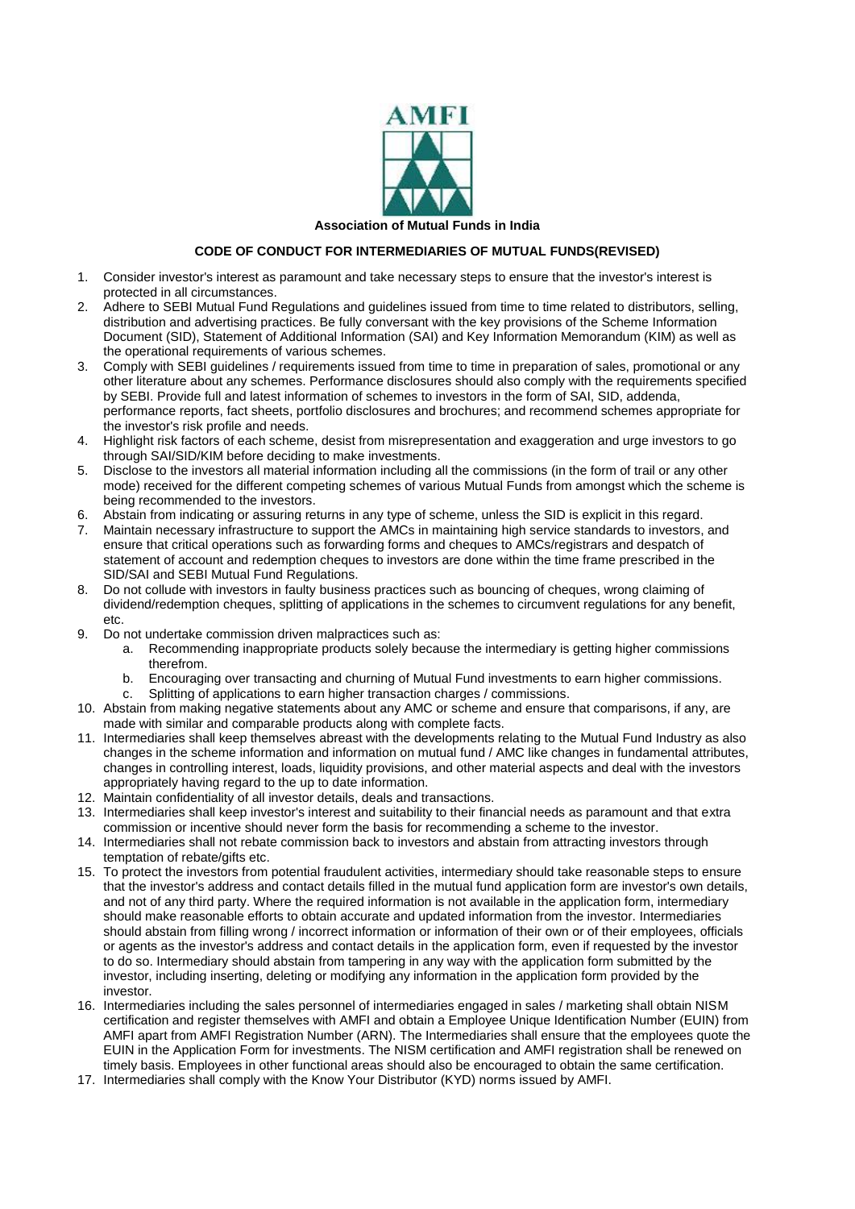AMFI

**Association of Mutual Funds in India**

## CODE OF CONDUCT FOR INTERMEDIARIES OF MUTUAL FUNDS(REVISED)

1. Consider investor's interest as paramount and take necessary steps to ensure that the investor's interest is protected in all circumstances.
2. Adhere to SEBI Mutual Fund Regulations and guidelines issued from time to time related to distributors, selling, distribution and advertising practices. Be fully conversant with the key provisions of the Scheme Information Document (SID), Statement of Additional Information (SAI) and Key Information Memorandum (KIM) as well as the operational requirements of various schemes.
3. Comply with SEBI guidelines / requirements issued from time to time in preparation of sales, promotional or any other literature about any schemes. Performance disclosures should also comply with the requirements specified by SEBI. Provide full and latest information of schemes to investors in the form of SAI, SID, addenda, performance reports, fact sheets, portfolio disclosures and brochures; and recommend schemes appropriate for the investor's risk profile and needs.
4. Highlight risk factors of each scheme, desist from misrepresentation and exaggeration and urge investors to go through SAI/SID/KIM before deciding to make investments.
5. Disclose to the investors all material information including all the commissions (in the form of trail or any other mode) received for the different competing schemes of various Mutual Funds from amongst which the scheme is being recommended to the investors.
6. Abstain from indicating or assuring returns in any type of scheme, unless the SID is explicit in this regard.
7. Maintain necessary infrastructure to support the AMCs in maintaining high service standards to investors, and ensure that critical operations such as forwarding forms and cheques to AMCs/registrars and despatch of statement of account and redemption cheques to investors are done within the time frame prescribed in the SID/SAI and SEBI Mutual Fund Regulations.
8. Do not collude with investors in faulty business practices such as bouncing of cheques, wrong claiming of dividend/redemption cheques, splitting of applications in the schemes to circumvent regulations for any benefit, etc.
9. Do not undertake commission driven malpractices such as:
   a. Recommending inappropriate products solely because the intermediary is getting higher commissions therefrom.
   b. Encouraging over transacting and churning of Mutual Fund investments to earn higher commissions.
   c. Splitting of applications to earn higher transaction charges / commissions.
10. Abstain from making negative statements about any AMC or scheme and ensure that comparisons, if any, are made with similar and comparable products along with complete facts.
11. Intermediaries shall keep themselves abreast with the developments relating to the Mutual Fund Industry as also changes in the scheme information and information on mutual fund / AMC like changes in fundamental attributes, changes in controlling interest, loads, liquidity provisions, and other material aspects and deal with the investors appropriately having regard to the up to date information.
12. Maintain confidentiality of all investor details, deals and transactions.
13. Intermediaries shall keep investor's interest and suitability to their financial needs as paramount and that extra commission or incentive should never form the basis for recommending a scheme to the investor.
14. Intermediaries shall not rebate commission back to investors and abstain from attracting investors through temptation of rebate/gifts etc.
15. To protect the investors from potential fraudulent activities, intermediary should take reasonable steps to ensure that the investor's address and contact details filled in the mutual fund application form are investor's own details, and not of any third party. Where the required information is not available in the application form, intermediary should make reasonable efforts to obtain accurate and updated information from the investor. Intermediaries should abstain from filling wrong / incorrect information or information of their own or of their employees, officials or agents as the investor's address and contact details in the application form, even if requested by the investor to do so. Intermediary should abstain from tampering in any way with the application form submitted by the investor, including inserting, deleting or modifying any information in the application form provided by the investor.
16. Intermediaries including the sales personnel of intermediaries engaged in sales / marketing shall obtain NISM certification and register themselves with AMFI and obtain a Employee Unique Identification Number (EUIN) from AMFI apart from AMFI Registration Number (ARN). The Intermediaries shall ensure that the employees quote the EUIN in the Application Form for investments. The NISM certification and AMFI registration shall be renewed on timely basis. Employees in other functional areas should also be encouraged to obtain the same certification.
17. Intermediaries shall comply with the Know Your Distributor (KYD) norms issued by AMFI.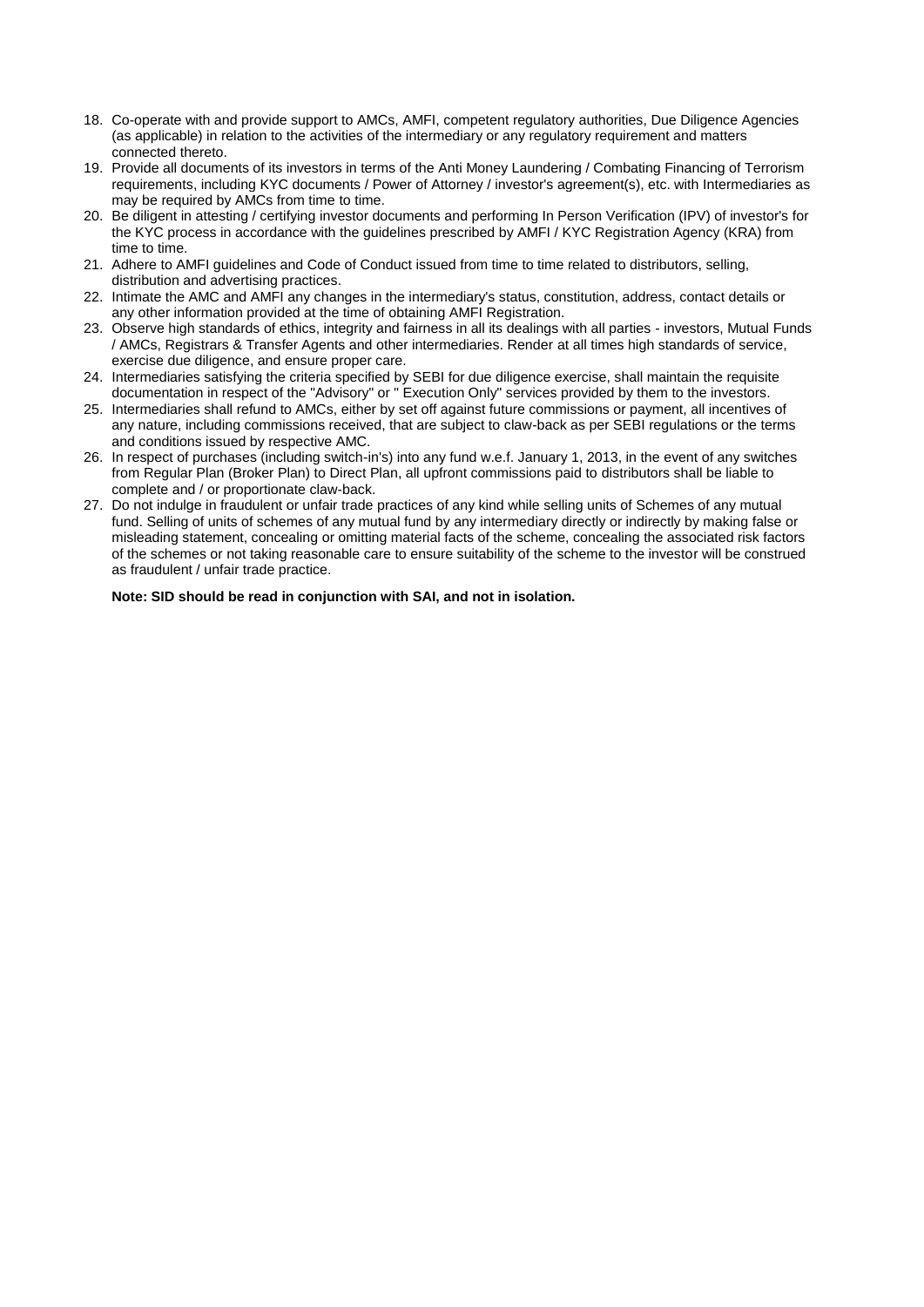18. Co-operate with and provide support to AMCs, AMFI, competent regulatory authorities, Due Diligence Agencies (as applicable) in relation to the activities of the intermediary or any regulatory requirement and matters connected thereto.
19. Provide all documents of its investors in terms of the Anti Money Laundering / Combating Financing of Terrorism requirements, including KYC documents / Power of Attorney / investor's agreement(s), etc. with Intermediaries as may be required by AMCs from time to time.
20. Be diligent in attesting / certifying investor documents and performing In Person Verification (IPV) of investor's for the KYC process in accordance with the guidelines prescribed by AMFI / KYC Registration Agency (KRA) from time to time.
21. Adhere to AMFI guidelines and Code of Conduct issued from time to time related to distributors, selling, distribution and advertising practices.
22. Intimate the AMC and AMFI any changes in the intermediary's status, constitution, address, contact details or any other information provided at the time of obtaining AMFI Registration.
23. Observe high standards of ethics, integrity and fairness in all its dealings with all parties - investors, Mutual Funds / AMCs, Registrars & Transfer Agents and other intermediaries. Render at all times high standards of service, exercise due diligence, and ensure proper care.
24. Intermediaries satisfying the criteria specified by SEBI for due diligence exercise, shall maintain the requisite documentation in respect of the "Advisory" or " Execution Only" services provided by them to the investors.
25. Intermediaries shall refund to AMCs, either by set off against future commissions or payment, all incentives of any nature, including commissions received, that are subject to claw-back as per SEBI regulations or the terms and conditions issued by respective AMC.
26. In respect of purchases (including switch-in's) into any fund w.e.f. January 1, 2013, in the event of any switches from Regular Plan (Broker Plan) to Direct Plan, all upfront commissions paid to distributors shall be liable to complete and / or proportionate claw-back.
27. Do not indulge in fraudulent or unfair trade practices of any kind while selling units of Schemes of any mutual fund. Selling of units of schemes of any mutual fund by any intermediary directly or indirectly by making false or misleading statement, concealing or omitting material facts of the scheme, concealing the associated risk factors of the schemes or not taking reasonable care to ensure suitability of the scheme to the investor will be construed as fraudulent / unfair trade practice.

**Note: SID should be read in conjunction with SAI, and not in isolation.**